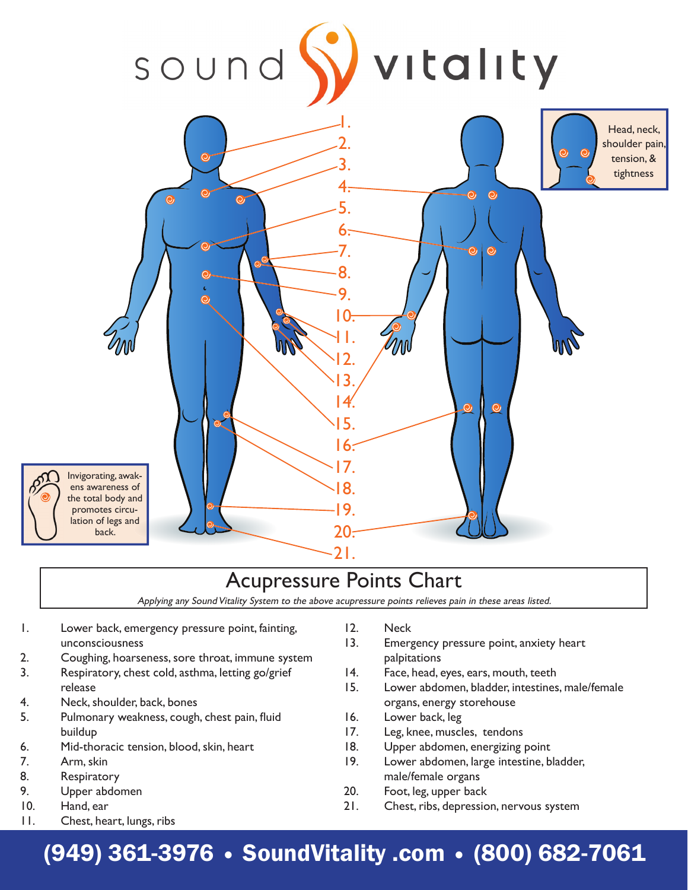# sound vitality

Head, neck, shoulder pain, tension, & tightness

Invigorating, awakens awareness of the total body and promotes circulation of legs and back.

1. 2. 3. 4. 5. 6. 7. 8. 9. 10. 11. 12. 13. 14. 15. 16. 17. 18. 19. 20. 21.

## Acupressure Points Chart

*Applying any Sound Vitality System to the above acupressure points relieves pain in these areas listed.*

1. Lower back, emergency pressure point, fainting, unconsciousness
2. Coughing, hoarseness, sore throat, immune system
3. Respiratory, chest cold, asthma, letting go/grief release
4. Neck, shoulder, back, bones
5. Pulmonary weakness, cough, chest pain, fluid buildup
6. Mid-thoracic tension, blood, skin, heart
7. Arm, skin
8. Respiratory
9. Upper abdomen
10. Hand, ear
11. Chest, heart, lungs, ribs
12. Neck
13. Emergency pressure point, anxiety heart palpitations
14. Face, head, eyes, ears, mouth, teeth
15. Lower abdomen, bladder, intestines, male/female organs, energy storehouse
16. Lower back, leg
17. Leg, knee, muscles, tendons
18. Upper abdomen, energizing point
19. Lower abdomen, large intestine, bladder, male/female organs
20. Foot, leg, upper back
21. Chest, ribs, depression, nervous system

**(949) 361-3976 • SoundVitality .com • (800) 682-7061**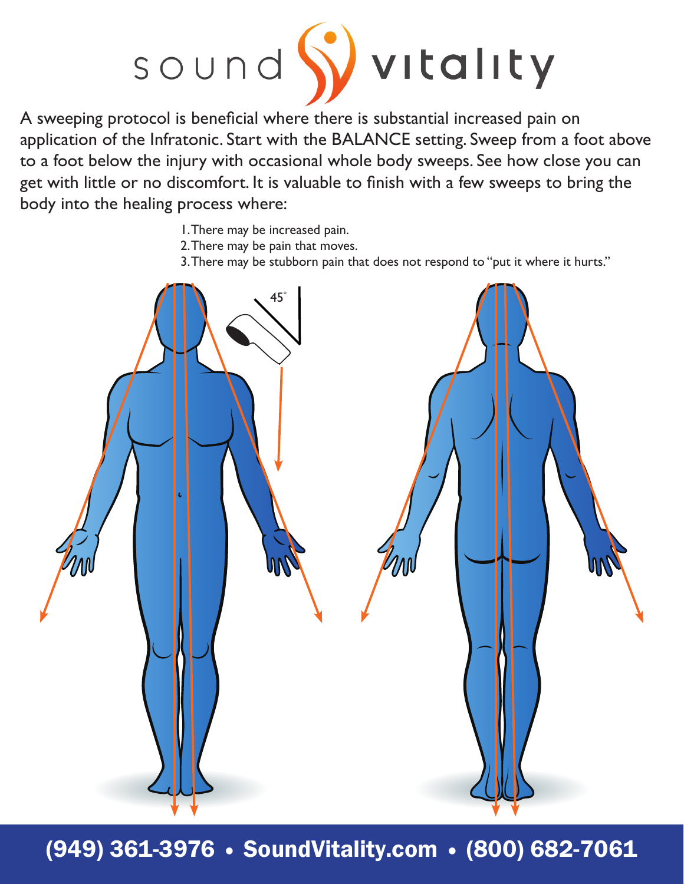# sound vitality

A sweeping protocol is beneficial where there is substantial increased pain on application of the Infratonic. Start with the BALANCE setting. Sweep from a foot above to a foot below the injury with occasional whole body sweeps. See how close you can get with little or no discomfort. It is valuable to finish with a few sweeps to bring the body into the healing process where:

1. There may be increased pain.
2. There may be pain that moves.
3. There may be stubborn pain that does not respond to "put it where it hurts."

45°

**(949) 361-3976 • SoundVitality.com • (800) 682-7061**